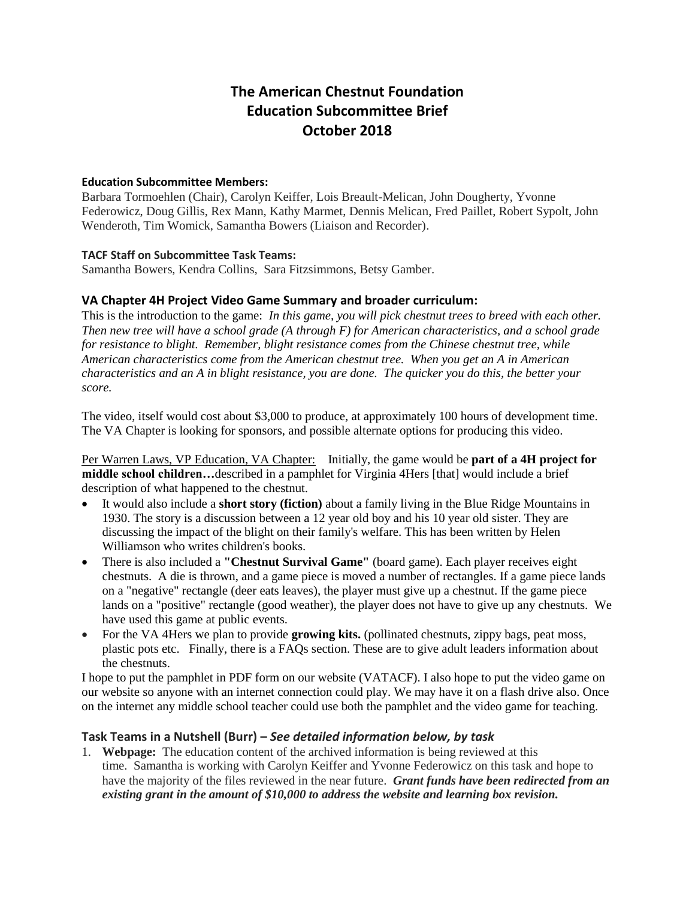# The American Chestnut Foundation
# Education Subcommittee Brief
# October 2018

**Education Subcommittee Members:**

Barbara Tormoehlen (Chair), Carolyn Keiffer, Lois Breault-Melican, John Dougherty, Yvonne Federowicz, Doug Gillis, Rex Mann, Kathy Marmet, Dennis Melican, Fred Paillet, Robert Sypolt, John Wenderoth, Tim Womick, Samantha Bowers (Liaison and Recorder).

**TACF Staff on Subcommittee Task Teams:**

Samantha Bowers, Kendra Collins, Sara Fitzsimmons, Betsy Gamber.

## VA Chapter 4H Project Video Game Summary and broader curriculum:

This is the introduction to the game: *In this game, you will pick chestnut trees to breed with each other. Then new tree will have a school grade (A through F) for American characteristics, and a school grade for resistance to blight. Remember, blight resistance comes from the Chinese chestnut tree, while American characteristics come from the American chestnut tree. When you get an A in American characteristics and an A in blight resistance, you are done. The quicker you do this, the better your score.*

The video, itself would cost about $3,000 to produce, at approximately 100 hours of development time. The VA Chapter is looking for sponsors, and possible alternate options for producing this video.

Per Warren Laws, VP Education, VA Chapter: Initially, the game would be **part of a 4H project for middle school children…**described in a pamphlet for Virginia 4Hers [that] would include a brief description of what happened to the chestnut.

- It would also include a **short story (fiction)** about a family living in the Blue Ridge Mountains in 1930. The story is a discussion between a 12 year old boy and his 10 year old sister. They are discussing the impact of the blight on their family's welfare. This has been written by Helen Williamson who writes children's books.
- There is also included a **"Chestnut Survival Game"** (board game). Each player receives eight chestnuts. A die is thrown, and a game piece is moved a number of rectangles. If a game piece lands on a "negative" rectangle (deer eats leaves), the player must give up a chestnut. If the game piece lands on a "positive" rectangle (good weather), the player does not have to give up any chestnuts. We have used this game at public events.
- For the VA 4Hers we plan to provide **growing kits.** (pollinated chestnuts, zippy bags, peat moss, plastic pots etc. Finally, there is a FAQs section. These are to give adult leaders information about the chestnuts.

I hope to put the pamphlet in PDF form on our website (VATACF). I also hope to put the video game on our website so anyone with an internet connection could play. We may have it on a flash drive also. Once on the internet any middle school teacher could use both the pamphlet and the video game for teaching.

## Task Teams in a Nutshell (Burr) – *See detailed information below, by task*

1. **Webpage:** The education content of the archived information is being reviewed at this time. Samantha is working with Carolyn Keiffer and Yvonne Federowicz on this task and hope to have the majority of the files reviewed in the near future. ***Grant funds have been redirected from an existing grant in the amount of $10,000 to address the website and learning box revision.***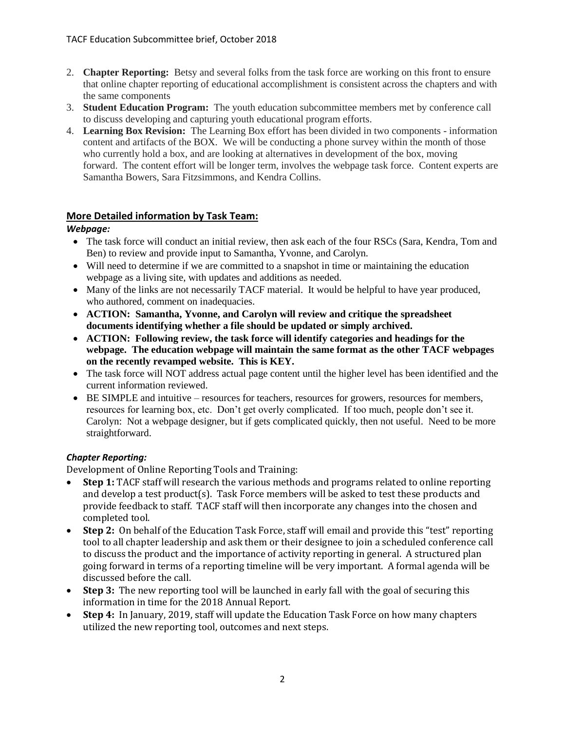2. **Chapter Reporting:** Betsy and several folks from the task force are working on this front to ensure that online chapter reporting of educational accomplishment is consistent across the chapters and with the same components
3. **Student Education Program:** The youth education subcommittee members met by conference call to discuss developing and capturing youth educational program efforts.
4. **Learning Box Revision:** The Learning Box effort has been divided in two components - information content and artifacts of the BOX. We will be conducting a phone survey within the month of those who currently hold a box, and are looking at alternatives in development of the box, moving forward. The content effort will be longer term, involves the webpage task force. Content experts are Samantha Bowers, Sara Fitzsimmons, and Kendra Collins.

## More Detailed information by Task Team:

***Webpage:***

- The task force will conduct an initial review, then ask each of the four RSCs (Sara, Kendra, Tom and Ben) to review and provide input to Samantha, Yvonne, and Carolyn.
- Will need to determine if we are committed to a snapshot in time or maintaining the education webpage as a living site, with updates and additions as needed.
- Many of the links are not necessarily TACF material. It would be helpful to have year produced, who authored, comment on inadequacies.
- **ACTION: Samantha, Yvonne, and Carolyn will review and critique the spreadsheet documents identifying whether a file should be updated or simply archived.**
- **ACTION: Following review, the task force will identify categories and headings for the webpage. The education webpage will maintain the same format as the other TACF webpages on the recently revamped website. This is KEY.**
- The task force will NOT address actual page content until the higher level has been identified and the current information reviewed.
- BE SIMPLE and intuitive – resources for teachers, resources for growers, resources for members, resources for learning box, etc. Don't get overly complicated. If too much, people don't see it. Carolyn: Not a webpage designer, but if gets complicated quickly, then not useful. Need to be more straightforward.

***Chapter Reporting:***

Development of Online Reporting Tools and Training:

- **Step 1:** TACF staff will research the various methods and programs related to online reporting and develop a test product(s). Task Force members will be asked to test these products and provide feedback to staff. TACF staff will then incorporate any changes into the chosen and completed tool.
- **Step 2:** On behalf of the Education Task Force, staff will email and provide this "test" reporting tool to all chapter leadership and ask them or their designee to join a scheduled conference call to discuss the product and the importance of activity reporting in general. A structured plan going forward in terms of a reporting timeline will be very important. A formal agenda will be discussed before the call.
- **Step 3:** The new reporting tool will be launched in early fall with the goal of securing this information in time for the 2018 Annual Report.
- **Step 4:** In January, 2019, staff will update the Education Task Force on how many chapters utilized the new reporting tool, outcomes and next steps.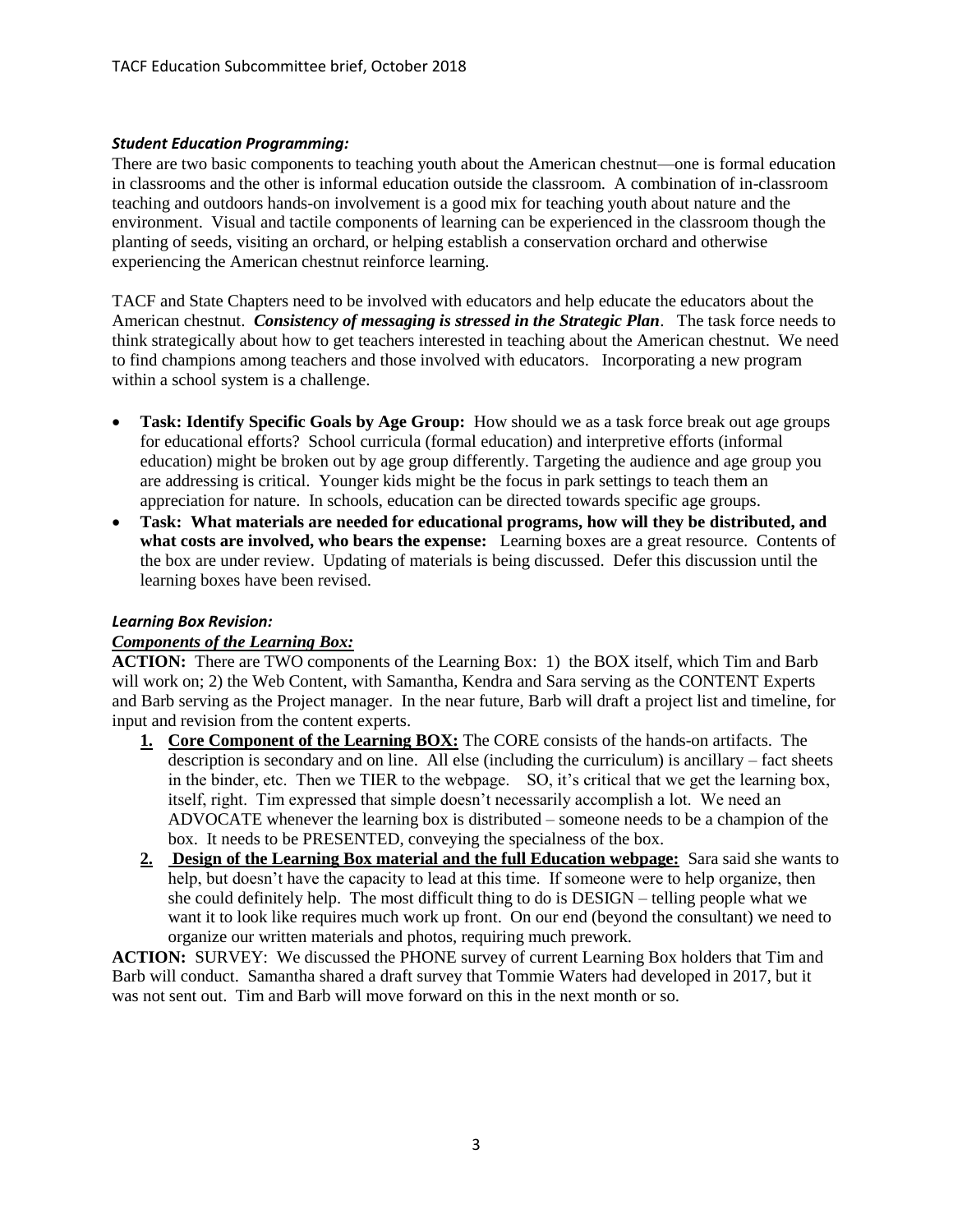***Student Education Programming:***

There are two basic components to teaching youth about the American chestnut—one is formal education in classrooms and the other is informal education outside the classroom. A combination of in-classroom teaching and outdoors hands-on involvement is a good mix for teaching youth about nature and the environment. Visual and tactile components of learning can be experienced in the classroom though the planting of seeds, visiting an orchard, or helping establish a conservation orchard and otherwise experiencing the American chestnut reinforce learning.

TACF and State Chapters need to be involved with educators and help educate the educators about the American chestnut. ***Consistency of messaging is stressed in the Strategic Plan***. The task force needs to think strategically about how to get teachers interested in teaching about the American chestnut. We need to find champions among teachers and those involved with educators. Incorporating a new program within a school system is a challenge.

- **Task: Identify Specific Goals by Age Group:** How should we as a task force break out age groups for educational efforts? School curricula (formal education) and interpretive efforts (informal education) might be broken out by age group differently. Targeting the audience and age group you are addressing is critical. Younger kids might be the focus in park settings to teach them an appreciation for nature. In schools, education can be directed towards specific age groups.
- **Task: What materials are needed for educational programs, how will they be distributed, and what costs are involved, who bears the expense:** Learning boxes are a great resource. Contents of the box are under review. Updating of materials is being discussed. Defer this discussion until the learning boxes have been revised.

***Learning Box Revision:***

***Components of the Learning Box:***

**ACTION:** There are TWO components of the Learning Box: 1) the BOX itself, which Tim and Barb will work on; 2) the Web Content, with Samantha, Kendra and Sara serving as the CONTENT Experts and Barb serving as the Project manager. In the near future, Barb will draft a project list and timeline, for input and revision from the content experts.

1. **Core Component of the Learning BOX:** The CORE consists of the hands-on artifacts. The description is secondary and on line. All else (including the curriculum) is ancillary – fact sheets in the binder, etc. Then we TIER to the webpage. SO, it's critical that we get the learning box, itself, right. Tim expressed that simple doesn't necessarily accomplish a lot. We need an ADVOCATE whenever the learning box is distributed – someone needs to be a champion of the box. It needs to be PRESENTED, conveying the specialness of the box.
2. **Design of the Learning Box material and the full Education webpage:** Sara said she wants to help, but doesn't have the capacity to lead at this time. If someone were to help organize, then she could definitely help. The most difficult thing to do is DESIGN – telling people what we want it to look like requires much work up front. On our end (beyond the consultant) we need to organize our written materials and photos, requiring much prework.

**ACTION:** SURVEY: We discussed the PHONE survey of current Learning Box holders that Tim and Barb will conduct. Samantha shared a draft survey that Tommie Waters had developed in 2017, but it was not sent out. Tim and Barb will move forward on this in the next month or so.